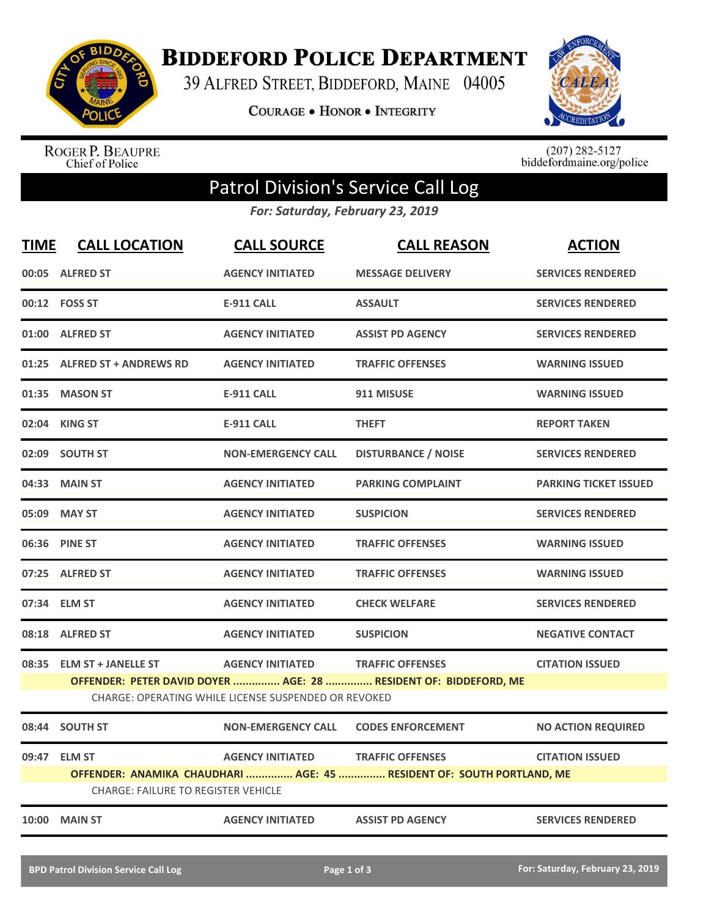# Biddeford Police Department

39 Alfred Street, Biddeford, Maine 04005

**Courage • Honor • Integrity**

Roger P. Beaupre
Chief of Police

(207) 282-5127
biddefordmaine.org/police

## Patrol Division's Service Call Log

*For: Saturday, February 23, 2019*

| TIME | CALL LOCATION | CALL SOURCE | CALL REASON | ACTION |
|---|---|---|---|---|
| 00:05 | ALFRED ST | AGENCY INITIATED | MESSAGE DELIVERY | SERVICES RENDERED |
| 00:12 | FOSS ST | E-911 CALL | ASSAULT | SERVICES RENDERED |
| 01:00 | ALFRED ST | AGENCY INITIATED | ASSIST PD AGENCY | SERVICES RENDERED |
| 01:25 | ALFRED ST + ANDREWS RD | AGENCY INITIATED | TRAFFIC OFFENSES | WARNING ISSUED |
| 01:35 | MASON ST | E-911 CALL | 911 MISUSE | WARNING ISSUED |
| 02:04 | KING ST | E-911 CALL | THEFT | REPORT TAKEN |
| 02:09 | SOUTH ST | NON-EMERGENCY CALL | DISTURBANCE / NOISE | SERVICES RENDERED |
| 04:33 | MAIN ST | AGENCY INITIATED | PARKING COMPLAINT | PARKING TICKET ISSUED |
| 05:09 | MAY ST | AGENCY INITIATED | SUSPICION | SERVICES RENDERED |
| 06:36 | PINE ST | AGENCY INITIATED | TRAFFIC OFFENSES | WARNING ISSUED |
| 07:25 | ALFRED ST | AGENCY INITIATED | TRAFFIC OFFENSES | WARNING ISSUED |
| 07:34 | ELM ST | AGENCY INITIATED | CHECK WELFARE | SERVICES RENDERED |
| 08:18 | ALFRED ST | AGENCY INITIATED | SUSPICION | NEGATIVE CONTACT |
| 08:35 | ELM ST + JANELLE ST | AGENCY INITIATED | TRAFFIC OFFENSES | CITATION ISSUED |
| | OFFENDER: PETER DAVID DOYER ............... AGE: 28 ............... RESIDENT OF: BIDDEFORD, ME | | | |
| | CHARGE: OPERATING WHILE LICENSE SUSPENDED OR REVOKED | | | |
| 08:44 | SOUTH ST | NON-EMERGENCY CALL | CODES ENFORCEMENT | NO ACTION REQUIRED |
| 09:47 | ELM ST | AGENCY INITIATED | TRAFFIC OFFENSES | CITATION ISSUED |
| | OFFENDER: ANAMIKA CHAUDHARI ............... AGE: 45 ............... RESIDENT OF: SOUTH PORTLAND, ME | | | |
| | CHARGE: FAILURE TO REGISTER VEHICLE | | | |
| 10:00 | MAIN ST | AGENCY INITIATED | ASSIST PD AGENCY | SERVICES RENDERED |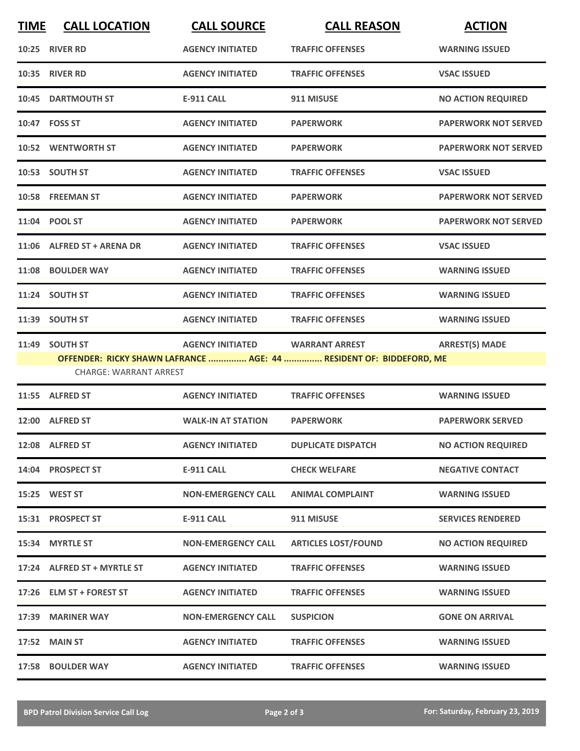| TIME | CALL LOCATION | CALL SOURCE | CALL REASON | ACTION |
|---|---|---|---|---|
| 10:25 | RIVER RD | AGENCY INITIATED | TRAFFIC OFFENSES | WARNING ISSUED |
| 10:35 | RIVER RD | AGENCY INITIATED | TRAFFIC OFFENSES | VSAC ISSUED |
| 10:45 | DARTMOUTH ST | E-911 CALL | 911 MISUSE | NO ACTION REQUIRED |
| 10:47 | FOSS ST | AGENCY INITIATED | PAPERWORK | PAPERWORK NOT SERVED |
| 10:52 | WENTWORTH ST | AGENCY INITIATED | PAPERWORK | PAPERWORK NOT SERVED |
| 10:53 | SOUTH ST | AGENCY INITIATED | TRAFFIC OFFENSES | VSAC ISSUED |
| 10:58 | FREEMAN ST | AGENCY INITIATED | PAPERWORK | PAPERWORK NOT SERVED |
| 11:04 | POOL ST | AGENCY INITIATED | PAPERWORK | PAPERWORK NOT SERVED |
| 11:06 | ALFRED ST + ARENA DR | AGENCY INITIATED | TRAFFIC OFFENSES | VSAC ISSUED |
| 11:08 | BOULDER WAY | AGENCY INITIATED | TRAFFIC OFFENSES | WARNING ISSUED |
| 11:24 | SOUTH ST | AGENCY INITIATED | TRAFFIC OFFENSES | WARNING ISSUED |
| 11:39 | SOUTH ST | AGENCY INITIATED | TRAFFIC OFFENSES | WARNING ISSUED |
| 11:49 | SOUTH ST | AGENCY INITIATED | WARRANT ARREST | ARREST(S) MADE |
| | OFFENDER: RICKY SHAWN LAFRANCE ............... AGE: 44 ............... RESIDENT OF: BIDDEFORD, ME | | | |
| | CHARGE: WARRANT ARREST | | | |
| 11:55 | ALFRED ST | AGENCY INITIATED | TRAFFIC OFFENSES | WARNING ISSUED |
| 12:00 | ALFRED ST | WALK-IN AT STATION | PAPERWORK | PAPERWORK SERVED |
| 12:08 | ALFRED ST | AGENCY INITIATED | DUPLICATE DISPATCH | NO ACTION REQUIRED |
| 14:04 | PROSPECT ST | E-911 CALL | CHECK WELFARE | NEGATIVE CONTACT |
| 15:25 | WEST ST | NON-EMERGENCY CALL | ANIMAL COMPLAINT | WARNING ISSUED |
| 15:31 | PROSPECT ST | E-911 CALL | 911 MISUSE | SERVICES RENDERED |
| 15:34 | MYRTLE ST | NON-EMERGENCY CALL | ARTICLES LOST/FOUND | NO ACTION REQUIRED |
| 17:24 | ALFRED ST + MYRTLE ST | AGENCY INITIATED | TRAFFIC OFFENSES | WARNING ISSUED |
| 17:26 | ELM ST + FOREST ST | AGENCY INITIATED | TRAFFIC OFFENSES | WARNING ISSUED |
| 17:39 | MARINER WAY | NON-EMERGENCY CALL | SUSPICION | GONE ON ARRIVAL |
| 17:52 | MAIN ST | AGENCY INITIATED | TRAFFIC OFFENSES | WARNING ISSUED |
| 17:58 | BOULDER WAY | AGENCY INITIATED | TRAFFIC OFFENSES | WARNING ISSUED |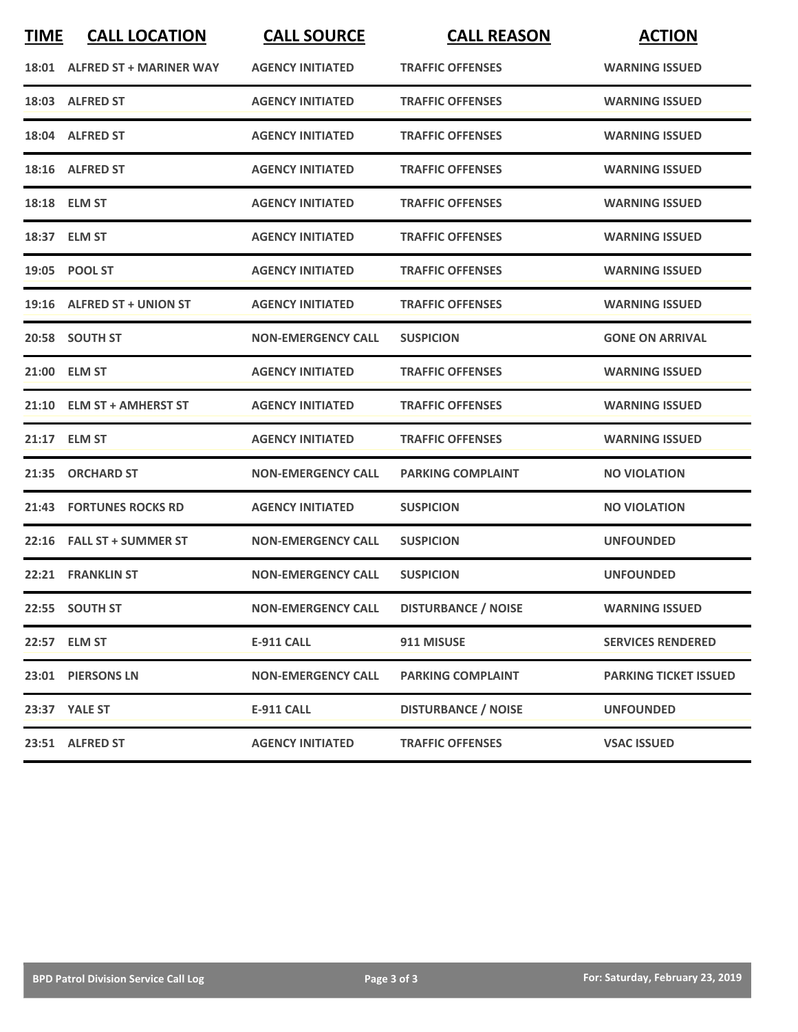| TIME | CALL LOCATION | CALL SOURCE | CALL REASON | ACTION |
|---|---|---|---|---|
| 18:01 | ALFRED ST + MARINER WAY | AGENCY INITIATED | TRAFFIC OFFENSES | WARNING ISSUED |
| 18:03 | ALFRED ST | AGENCY INITIATED | TRAFFIC OFFENSES | WARNING ISSUED |
| 18:04 | ALFRED ST | AGENCY INITIATED | TRAFFIC OFFENSES | WARNING ISSUED |
| 18:16 | ALFRED ST | AGENCY INITIATED | TRAFFIC OFFENSES | WARNING ISSUED |
| 18:18 | ELM ST | AGENCY INITIATED | TRAFFIC OFFENSES | WARNING ISSUED |
| 18:37 | ELM ST | AGENCY INITIATED | TRAFFIC OFFENSES | WARNING ISSUED |
| 19:05 | POOL ST | AGENCY INITIATED | TRAFFIC OFFENSES | WARNING ISSUED |
| 19:16 | ALFRED ST + UNION ST | AGENCY INITIATED | TRAFFIC OFFENSES | WARNING ISSUED |
| 20:58 | SOUTH ST | NON-EMERGENCY CALL | SUSPICION | GONE ON ARRIVAL |
| 21:00 | ELM ST | AGENCY INITIATED | TRAFFIC OFFENSES | WARNING ISSUED |
| 21:10 | ELM ST + AMHERST ST | AGENCY INITIATED | TRAFFIC OFFENSES | WARNING ISSUED |
| 21:17 | ELM ST | AGENCY INITIATED | TRAFFIC OFFENSES | WARNING ISSUED |
| 21:35 | ORCHARD ST | NON-EMERGENCY CALL | PARKING COMPLAINT | NO VIOLATION |
| 21:43 | FORTUNES ROCKS RD | AGENCY INITIATED | SUSPICION | NO VIOLATION |
| 22:16 | FALL ST + SUMMER ST | NON-EMERGENCY CALL | SUSPICION | UNFOUNDED |
| 22:21 | FRANKLIN ST | NON-EMERGENCY CALL | SUSPICION | UNFOUNDED |
| 22:55 | SOUTH ST | NON-EMERGENCY CALL | DISTURBANCE / NOISE | WARNING ISSUED |
| 22:57 | ELM ST | E-911 CALL | 911 MISUSE | SERVICES RENDERED |
| 23:01 | PIERSONS LN | NON-EMERGENCY CALL | PARKING COMPLAINT | PARKING TICKET ISSUED |
| 23:37 | YALE ST | E-911 CALL | DISTURBANCE / NOISE | UNFOUNDED |
| 23:51 | ALFRED ST | AGENCY INITIATED | TRAFFIC OFFENSES | VSAC ISSUED |